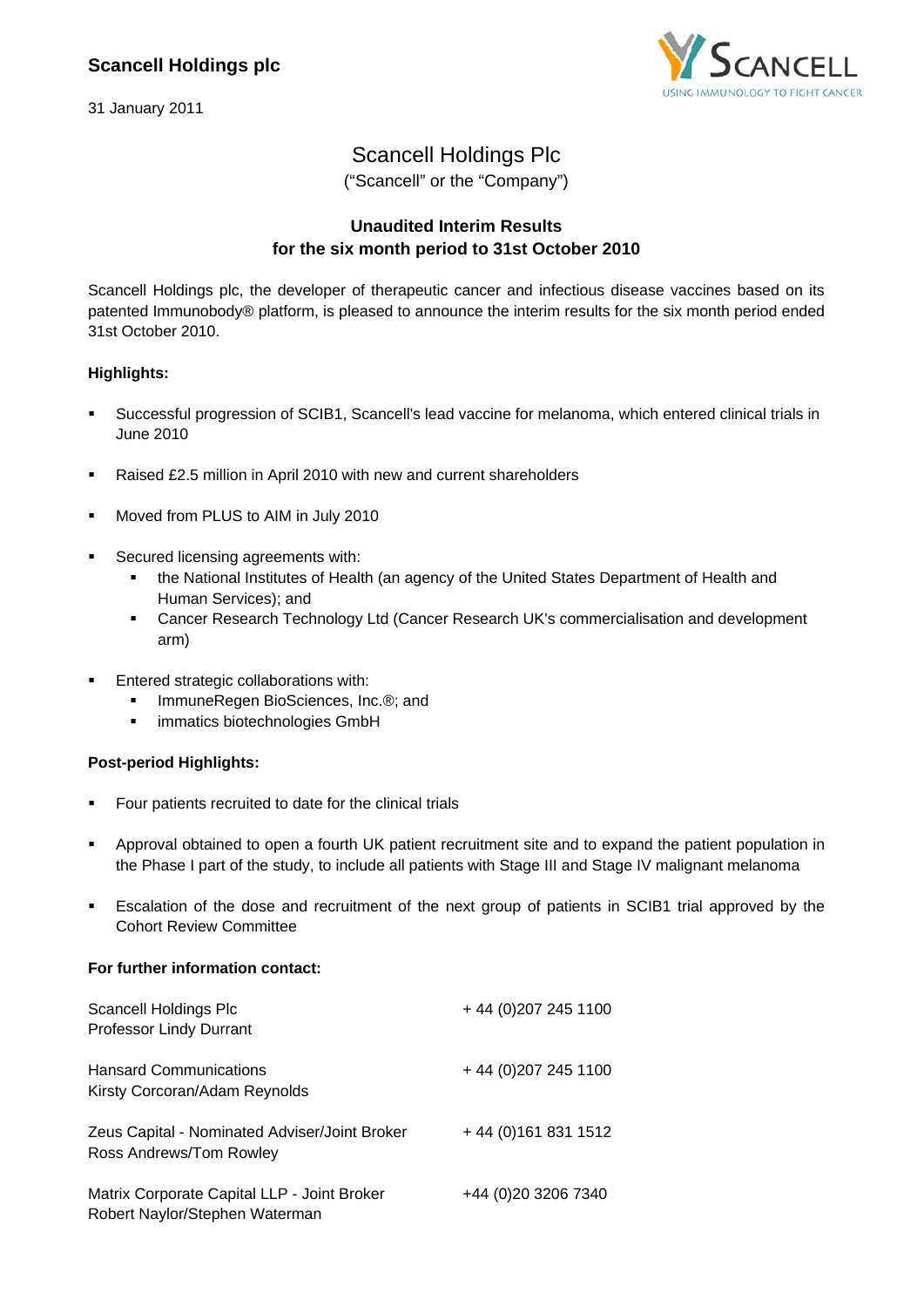**Scancell Holdings plc**

31 January 2011

# Scancell Holdings Plc

("Scancell" or the "Company")

## Unaudited Interim Results for the six month period to 31st October 2010

Scancell Holdings plc, the developer of therapeutic cancer and infectious disease vaccines based on its patented Immunobody® platform, is pleased to announce the interim results for the six month period ended 31st October 2010.

### Highlights:

- Successful progression of SCIB1, Scancell's lead vaccine for melanoma, which entered clinical trials in June 2010
- Raised £2.5 million in April 2010 with new and current shareholders
- Moved from PLUS to AIM in July 2010
- Secured licensing agreements with:
  - the National Institutes of Health (an agency of the United States Department of Health and Human Services); and
  - Cancer Research Technology Ltd (Cancer Research UK's commercialisation and development arm)
- Entered strategic collaborations with:
  - ImmuneRegen BioSciences, Inc.®; and
  - immatics biotechnologies GmbH

### Post-period Highlights:

- Four patients recruited to date for the clinical trials
- Approval obtained to open a fourth UK patient recruitment site and to expand the patient population in the Phase I part of the study, to include all patients with Stage III and Stage IV malignant melanoma
- Escalation of the dose and recruitment of the next group of patients in SCIB1 trial approved by the Cohort Review Committee

### For further information contact:

| | |
|---|---|
| Scancell Holdings Plc<br>Professor Lindy Durrant | + 44 (0)207 245 1100 |
| Hansard Communications<br>Kirsty Corcoran/Adam Reynolds | + 44 (0)207 245 1100 |
| Zeus Capital - Nominated Adviser/Joint Broker<br>Ross Andrews/Tom Rowley | + 44 (0)161 831 1512 |
| Matrix Corporate Capital LLP - Joint Broker<br>Robert Naylor/Stephen Waterman | +44 (0)20 3206 7340 |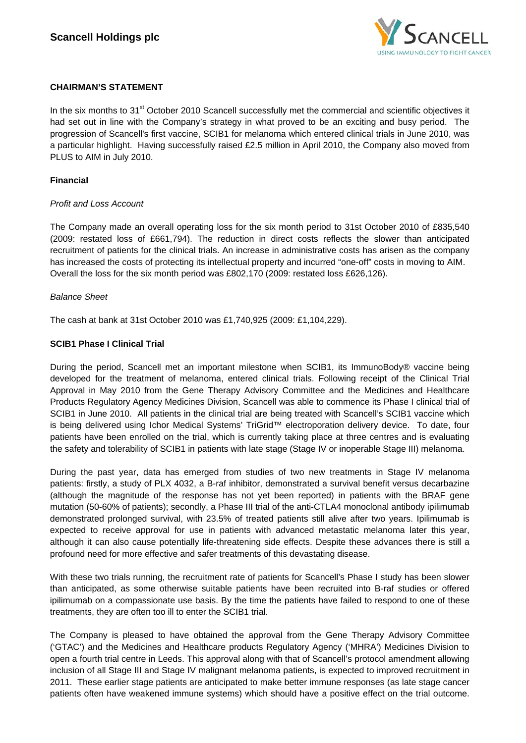## CHAIRMAN'S STATEMENT

In the six months to 31st October 2010 Scancell successfully met the commercial and scientific objectives it had set out in line with the Company's strategy in what proved to be an exciting and busy period. The progression of Scancell's first vaccine, SCIB1 for melanoma which entered clinical trials in June 2010, was a particular highlight. Having successfully raised £2.5 million in April 2010, the Company also moved from PLUS to AIM in July 2010.

### Financial

*Profit and Loss Account*

The Company made an overall operating loss for the six month period to 31st October 2010 of £835,540 (2009: restated loss of £661,794). The reduction in direct costs reflects the slower than anticipated recruitment of patients for the clinical trials. An increase in administrative costs has arisen as the company has increased the costs of protecting its intellectual property and incurred "one-off" costs in moving to AIM. Overall the loss for the six month period was £802,170 (2009: restated loss £626,126).

*Balance Sheet*

The cash at bank at 31st October 2010 was £1,740,925 (2009: £1,104,229).

### SCIB1 Phase I Clinical Trial

During the period, Scancell met an important milestone when SCIB1, its ImmunoBody® vaccine being developed for the treatment of melanoma, entered clinical trials. Following receipt of the Clinical Trial Approval in May 2010 from the Gene Therapy Advisory Committee and the Medicines and Healthcare Products Regulatory Agency Medicines Division, Scancell was able to commence its Phase I clinical trial of SCIB1 in June 2010. All patients in the clinical trial are being treated with Scancell's SCIB1 vaccine which is being delivered using Ichor Medical Systems' TriGrid™ electroporation delivery device. To date, four patients have been enrolled on the trial, which is currently taking place at three centres and is evaluating the safety and tolerability of SCIB1 in patients with late stage (Stage IV or inoperable Stage III) melanoma.

During the past year, data has emerged from studies of two new treatments in Stage IV melanoma patients: firstly, a study of PLX 4032, a B-raf inhibitor, demonstrated a survival benefit versus decarbazine (although the magnitude of the response has not yet been reported) in patients with the BRAF gene mutation (50-60% of patients); secondly, a Phase III trial of the anti-CTLA4 monoclonal antibody ipilimumab demonstrated prolonged survival, with 23.5% of treated patients still alive after two years. Ipilimumab is expected to receive approval for use in patients with advanced metastatic melanoma later this year, although it can also cause potentially life-threatening side effects. Despite these advances there is still a profound need for more effective and safer treatments of this devastating disease.

With these two trials running, the recruitment rate of patients for Scancell's Phase I study has been slower than anticipated, as some otherwise suitable patients have been recruited into B-raf studies or offered ipilimumab on a compassionate use basis. By the time the patients have failed to respond to one of these treatments, they are often too ill to enter the SCIB1 trial.

The Company is pleased to have obtained the approval from the Gene Therapy Advisory Committee ('GTAC') and the Medicines and Healthcare products Regulatory Agency ('MHRA') Medicines Division to open a fourth trial centre in Leeds. This approval along with that of Scancell's protocol amendment allowing inclusion of all Stage III and Stage IV malignant melanoma patients, is expected to improved recruitment in 2011. These earlier stage patients are anticipated to make better immune responses (as late stage cancer patients often have weakened immune systems) which should have a positive effect on the trial outcome.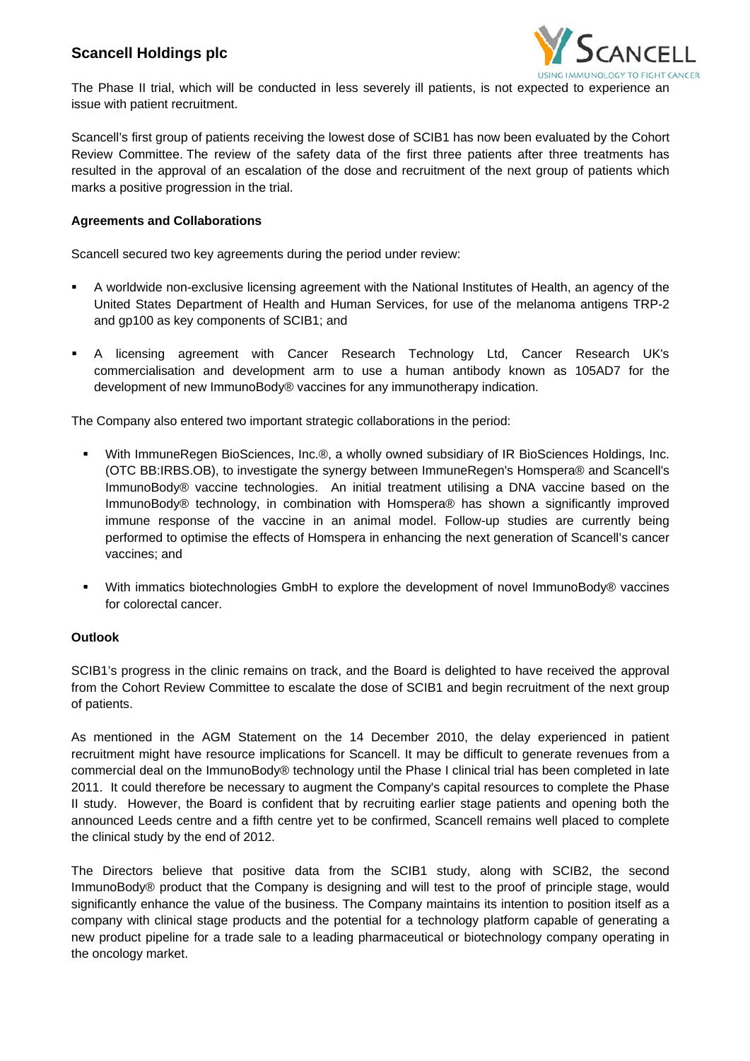The Phase II trial, which will be conducted in less severely ill patients, is not expected to experience an issue with patient recruitment.

Scancell's first group of patients receiving the lowest dose of SCIB1 has now been evaluated by the Cohort Review Committee. The review of the safety data of the first three patients after three treatments has resulted in the approval of an escalation of the dose and recruitment of the next group of patients which marks a positive progression in the trial.

**Agreements and Collaborations**

Scancell secured two key agreements during the period under review:

- A worldwide non-exclusive licensing agreement with the National Institutes of Health, an agency of the United States Department of Health and Human Services, for use of the melanoma antigens TRP-2 and gp100 as key components of SCIB1; and
- A licensing agreement with Cancer Research Technology Ltd, Cancer Research UK's commercialisation and development arm to use a human antibody known as 105AD7 for the development of new ImmunoBody® vaccines for any immunotherapy indication.

The Company also entered two important strategic collaborations in the period:

- With ImmuneRegen BioSciences, Inc.®, a wholly owned subsidiary of IR BioSciences Holdings, Inc. (OTC BB:IRBS.OB), to investigate the synergy between ImmuneRegen's Homspera® and Scancell's ImmunoBody® vaccine technologies. An initial treatment utilising a DNA vaccine based on the ImmunoBody® technology, in combination with Homspera® has shown a significantly improved immune response of the vaccine in an animal model. Follow-up studies are currently being performed to optimise the effects of Homspera in enhancing the next generation of Scancell's cancer vaccines; and
- With immatics biotechnologies GmbH to explore the development of novel ImmunoBody® vaccines for colorectal cancer.

**Outlook**

SCIB1's progress in the clinic remains on track, and the Board is delighted to have received the approval from the Cohort Review Committee to escalate the dose of SCIB1 and begin recruitment of the next group of patients.

As mentioned in the AGM Statement on the 14 December 2010, the delay experienced in patient recruitment might have resource implications for Scancell. It may be difficult to generate revenues from a commercial deal on the ImmunoBody® technology until the Phase I clinical trial has been completed in late 2011. It could therefore be necessary to augment the Company's capital resources to complete the Phase II study. However, the Board is confident that by recruiting earlier stage patients and opening both the announced Leeds centre and a fifth centre yet to be confirmed, Scancell remains well placed to complete the clinical study by the end of 2012.

The Directors believe that positive data from the SCIB1 study, along with SCIB2, the second ImmunoBody® product that the Company is designing and will test to the proof of principle stage, would significantly enhance the value of the business. The Company maintains its intention to position itself as a company with clinical stage products and the potential for a technology platform capable of generating a new product pipeline for a trade sale to a leading pharmaceutical or biotechnology company operating in the oncology market.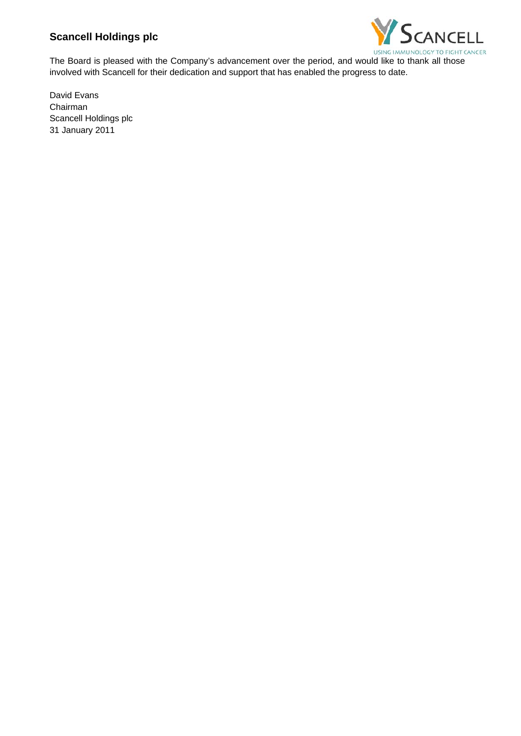The Board is pleased with the Company's advancement over the period, and would like to thank all those involved with Scancell for their dedication and support that has enabled the progress to date.

David Evans
Chairman
Scancell Holdings plc
31 January 2011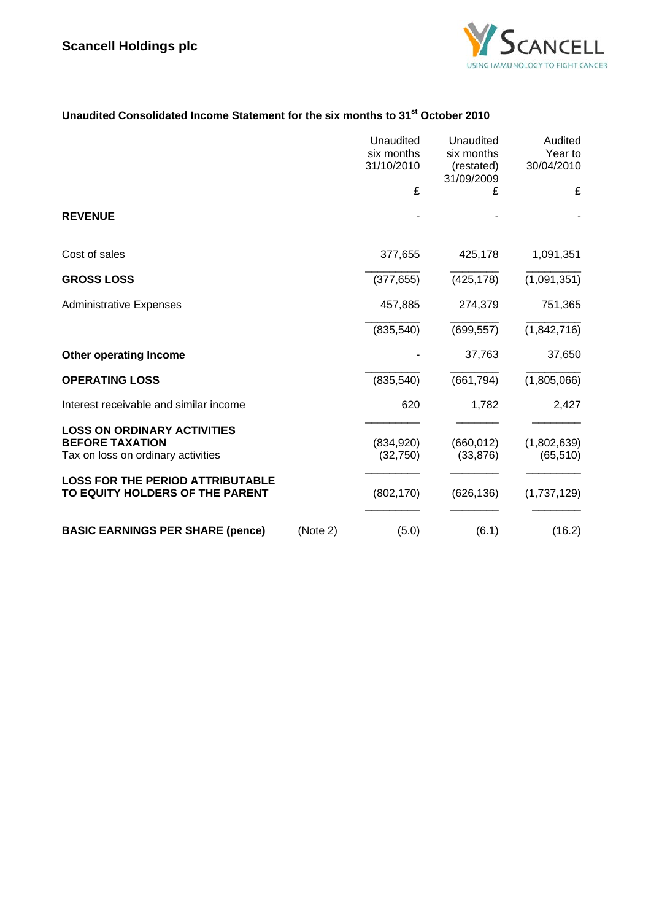# Scancell Holdings plc

## Unaudited Consolidated Income Statement for the six months to 31st October 2010

| | | Unaudited six months 31/10/2010 £ | Unaudited six months (restated) 31/09/2009 £ | Audited Year to 30/04/2010 £ |
|---|---|---|---|---|
| **REVENUE** | | - | - | - |
| Cost of sales | | 377,655 | 425,178 | 1,091,351 |
| **GROSS LOSS** | | (377,655) | (425,178) | (1,091,351) |
| Administrative Expenses | | 457,885 | 274,379 | 751,365 |
| | | (835,540) | (699,557) | (1,842,716) |
| **Other operating Income** | | - | 37,763 | 37,650 |
| **OPERATING LOSS** | | (835,540) | (661,794) | (1,805,066) |
| Interest receivable and similar income | | 620 | 1,782 | 2,427 |
| **LOSS ON ORDINARY ACTIVITIES BEFORE TAXATION** | | (834,920) | (660,012) | (1,802,639) |
| Tax on loss on ordinary activities | | (32,750) | (33,876) | (65,510) |
| **LOSS FOR THE PERIOD ATTRIBUTABLE TO EQUITY HOLDERS OF THE PARENT** | | (802,170) | (626,136) | (1,737,129) |
| **BASIC EARNINGS PER SHARE (pence)** | (Note 2) | (5.0) | (6.1) | (16.2) |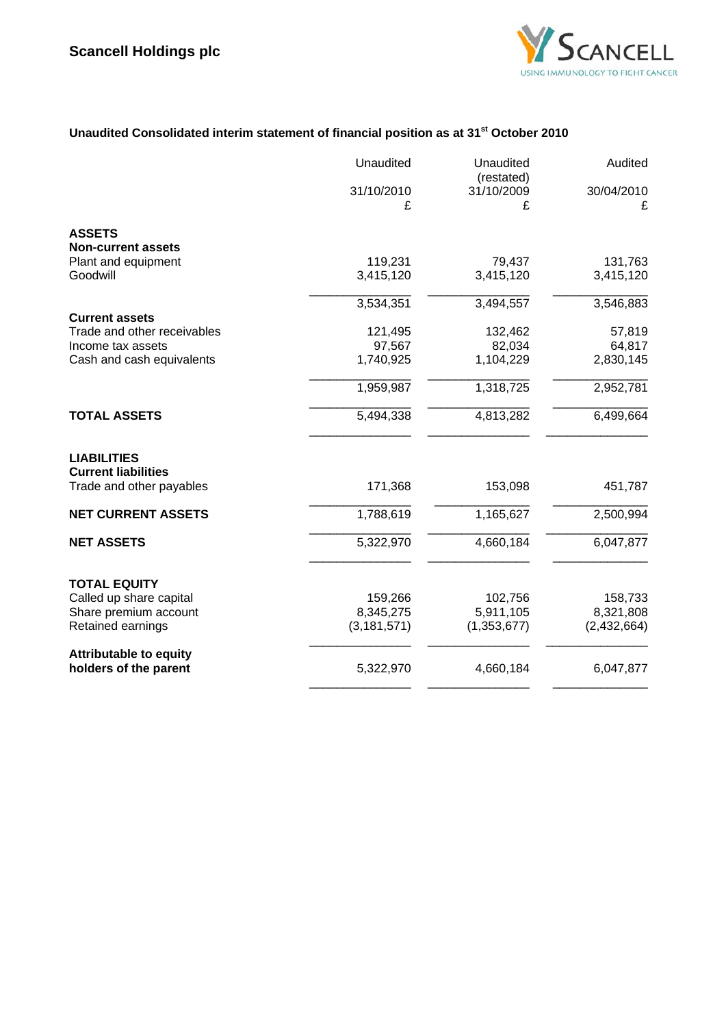**Scancell Holdings plc**

### Unaudited Consolidated interim statement of financial position as at 31st October 2010

| | Unaudited | Unaudited (restated) | Audited |
|---|---|---|---|
| | 31/10/2010 | 31/10/2009 | 30/04/2010 |
| | £ | £ | £ |
| **ASSETS** | | | |
| **Non-current assets** | | | |
| Plant and equipment | 119,231 | 79,437 | 131,763 |
| Goodwill | 3,415,120 | 3,415,120 | 3,415,120 |
| | 3,534,351 | 3,494,557 | 3,546,883 |
| **Current assets** | | | |
| Trade and other receivables | 121,495 | 132,462 | 57,819 |
| Income tax assets | 97,567 | 82,034 | 64,817 |
| Cash and cash equivalents | 1,740,925 | 1,104,229 | 2,830,145 |
| | 1,959,987 | 1,318,725 | 2,952,781 |
| **TOTAL ASSETS** | 5,494,338 | 4,813,282 | 6,499,664 |
| **LIABILITIES** | | | |
| **Current liabilities** | | | |
| Trade and other payables | 171,368 | 153,098 | 451,787 |
| **NET CURRENT ASSETS** | 1,788,619 | 1,165,627 | 2,500,994 |
| **NET ASSETS** | 5,322,970 | 4,660,184 | 6,047,877 |
| **TOTAL EQUITY** | | | |
| Called up share capital | 159,266 | 102,756 | 158,733 |
| Share premium account | 8,345,275 | 5,911,105 | 8,321,808 |
| Retained earnings | (3,181,571) | (1,353,677) | (2,432,664) |
| **Attributable to equity holders of the parent** | 5,322,970 | 4,660,184 | 6,047,877 |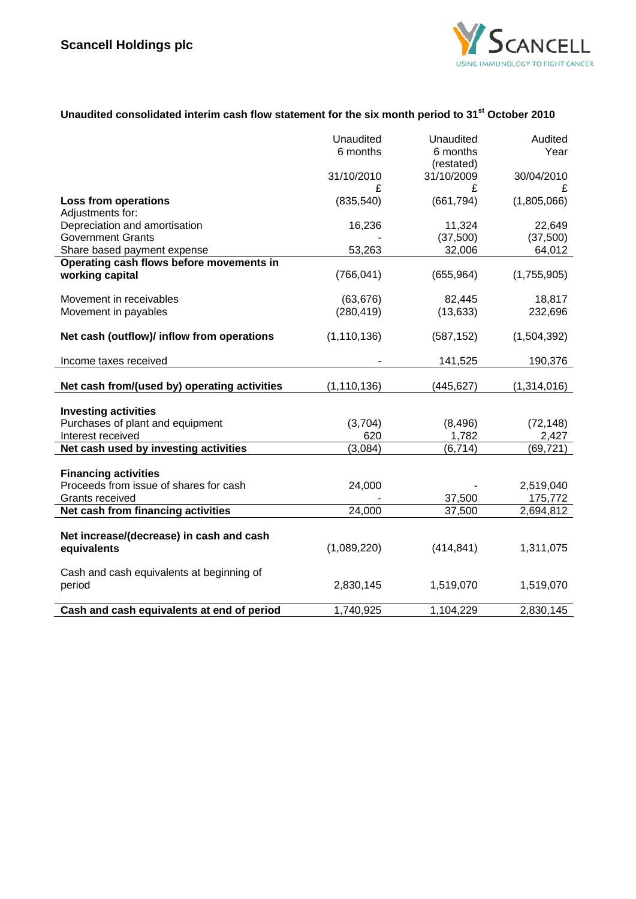Scancell Holdings plc

## Unaudited consolidated interim cash flow statement for the six month period to 31st October 2010

| | Unaudited 6 months 31/10/2010 £ | Unaudited 6 months (restated) 31/10/2009 £ | Audited Year 30/04/2010 £ |
|---|---|---|---|
| **Loss from operations** | (835,540) | (661,794) | (1,805,066) |
| Adjustments for: | | | |
| Depreciation and amortisation | 16,236 | 11,324 | 22,649 |
| Government Grants | - | (37,500) | (37,500) |
| Share based payment expense | 53,263 | 32,006 | 64,012 |
| **Operating cash flows before movements in working capital** | (766,041) | (655,964) | (1,755,905) |
| Movement in receivables | (63,676) | 82,445 | 18,817 |
| Movement in payables | (280,419) | (13,633) | 232,696 |
| **Net cash (outflow)/ inflow from operations** | (1,110,136) | (587,152) | (1,504,392) |
| Income taxes received | - | 141,525 | 190,376 |
| **Net cash from/(used by) operating activities** | (1,110,136) | (445,627) | (1,314,016) |
| **Investing activities** | | | |
| Purchases of plant and equipment | (3,704) | (8,496) | (72,148) |
| Interest received | 620 | 1,782 | 2,427 |
| **Net cash used by investing activities** | (3,084) | (6,714) | (69,721) |
| **Financing activities** | | | |
| Proceeds from issue of shares for cash | 24,000 | - | 2,519,040 |
| Grants received | - | 37,500 | 175,772 |
| **Net cash from financing activities** | 24,000 | 37,500 | 2,694,812 |
| **Net increase/(decrease) in cash and cash equivalents** | (1,089,220) | (414,841) | 1,311,075 |
| Cash and cash equivalents at beginning of period | 2,830,145 | 1,519,070 | 1,519,070 |
| **Cash and cash equivalents at end of period** | 1,740,925 | 1,104,229 | 2,830,145 |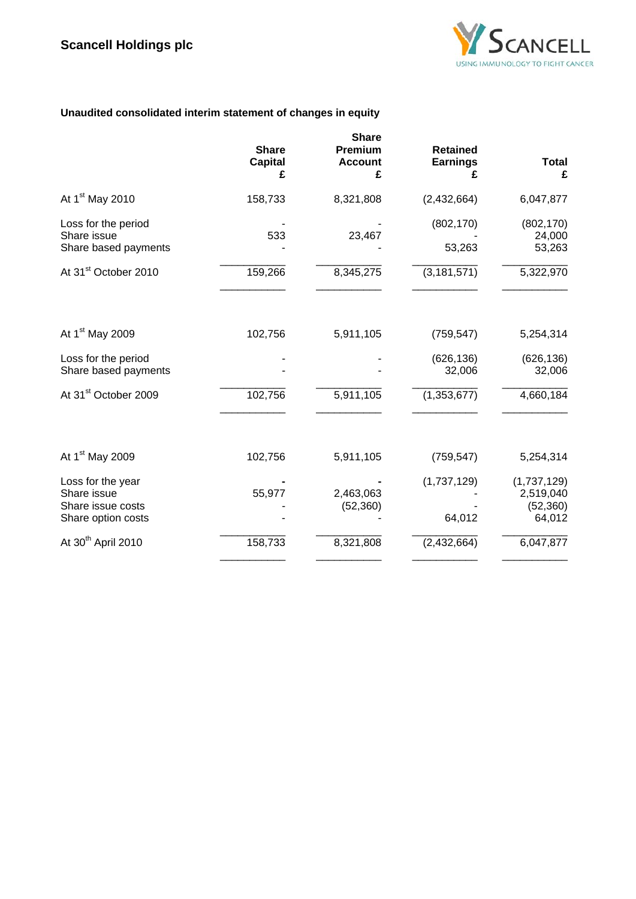Scancell Holdings plc

### Unaudited consolidated interim statement of changes in equity

| | Share Capital £ | Share Premium Account £ | Retained Earnings £ | Total £ |
|---|---|---|---|---|
| At 1st May 2010 | 158,733 | 8,321,808 | (2,432,664) | 6,047,877 |
| Loss for the period | - | - | (802,170) | (802,170) |
| Share issue | 533 | 23,467 | - | 24,000 |
| Share based payments | - | - | 53,263 | 53,263 |
| At 31st October 2010 | 159,266 | 8,345,275 | (3,181,571) | 5,322,970 |
| | | | | |
| At 1st May 2009 | 102,756 | 5,911,105 | (759,547) | 5,254,314 |
| Loss for the period | - | - | (626,136) | (626,136) |
| Share based payments | - | - | 32,006 | 32,006 |
| At 31st October 2009 | 102,756 | 5,911,105 | (1,353,677) | 4,660,184 |
| | | | | |
| At 1st May 2009 | 102,756 | 5,911,105 | (759,547) | 5,254,314 |
| Loss for the year | - | - | (1,737,129) | (1,737,129) |
| Share issue | 55,977 | 2,463,063 | - | 2,519,040 |
| Share issue costs | - | (52,360) | - | (52,360) |
| Share option costs | - | - | 64,012 | 64,012 |
| At 30th April 2010 | 158,733 | 8,321,808 | (2,432,664) | 6,047,877 |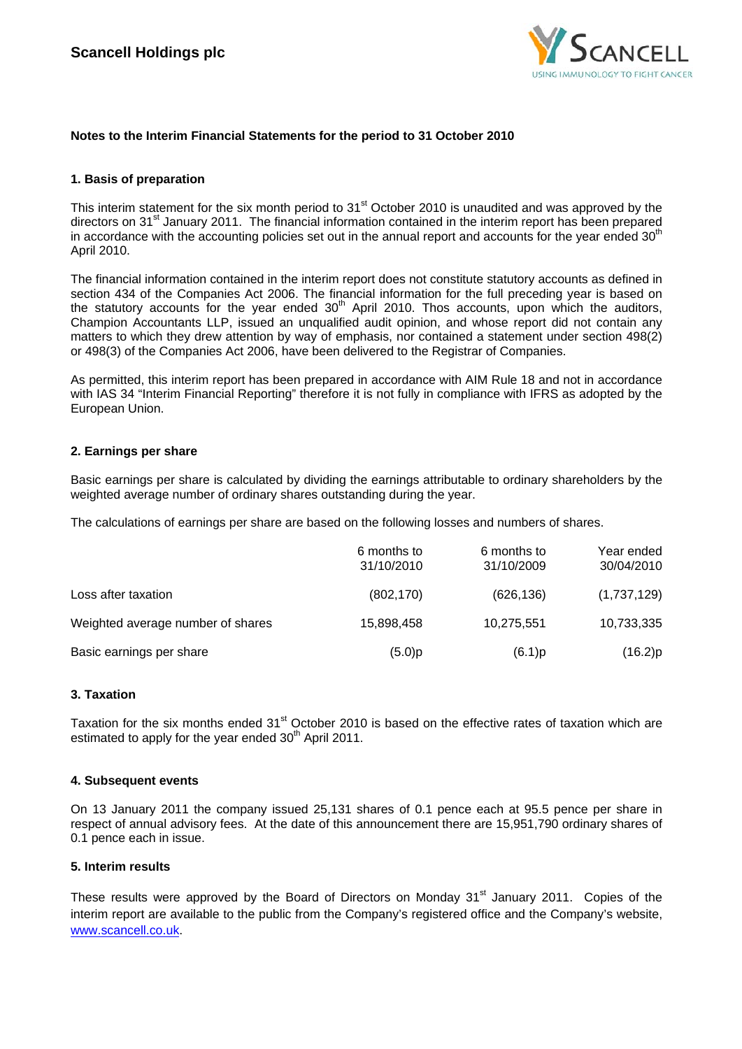## Scancell Holdings plc

### Notes to the Interim Financial Statements for the period to 31 October 2010

#### 1. Basis of preparation

This interim statement for the six month period to 31st October 2010 is unaudited and was approved by the directors on 31st January 2011. The financial information contained in the interim report has been prepared in accordance with the accounting policies set out in the annual report and accounts for the year ended 30th April 2010.

The financial information contained in the interim report does not constitute statutory accounts as defined in section 434 of the Companies Act 2006. The financial information for the full preceding year is based on the statutory accounts for the year ended 30th April 2010. Thos accounts, upon which the auditors, Champion Accountants LLP, issued an unqualified audit opinion, and whose report did not contain any matters to which they drew attention by way of emphasis, nor contained a statement under section 498(2) or 498(3) of the Companies Act 2006, have been delivered to the Registrar of Companies.

As permitted, this interim report has been prepared in accordance with AIM Rule 18 and not in accordance with IAS 34 "Interim Financial Reporting" therefore it is not fully in compliance with IFRS as adopted by the European Union.

#### 2. Earnings per share

Basic earnings per share is calculated by dividing the earnings attributable to ordinary shareholders by the weighted average number of ordinary shares outstanding during the year.

The calculations of earnings per share are based on the following losses and numbers of shares.

| | 6 months to 31/10/2010 | 6 months to 31/10/2009 | Year ended 30/04/2010 |
|---|---|---|---|
| Loss after taxation | (802,170) | (626,136) | (1,737,129) |
| Weighted average number of shares | 15,898,458 | 10,275,551 | 10,733,335 |
| Basic earnings per share | (5.0)p | (6.1)p | (16.2)p |

#### 3. Taxation

Taxation for the six months ended 31st October 2010 is based on the effective rates of taxation which are estimated to apply for the year ended 30th April 2011.

#### 4. Subsequent events

On 13 January 2011 the company issued 25,131 shares of 0.1 pence each at 95.5 pence per share in respect of annual advisory fees. At the date of this announcement there are 15,951,790 ordinary shares of 0.1 pence each in issue.

#### 5. Interim results

These results were approved by the Board of Directors on Monday 31st January 2011. Copies of the interim report are available to the public from the Company's registered office and the Company's website, www.scancell.co.uk.